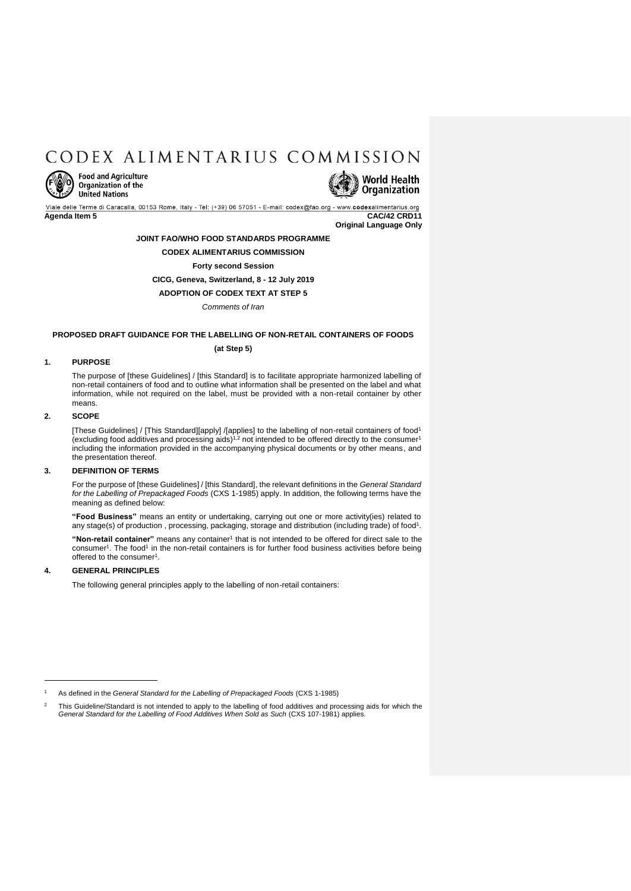# CODEX ALIMENTARIUS COMMISSION

Food and Agriculture Organization of the United Nations

World Health Organization

Viale delle Terme di Caracalla, 00153 Rome, Italy - Tel: (+39) 06 57051 - E-mail: codex@fao.org - www.codexalimentarius.org

**Agenda Item 5** **CAC/42 CRD11**

**Original Language Only**

**JOINT FAO/WHO FOOD STANDARDS PROGRAMME**

**CODEX ALIMENTARIUS COMMISSION**

**Forty second Session**

**CICG, Geneva, Switzerland, 8 - 12 July 2019**

**ADOPTION OF CODEX TEXT AT STEP 5**

*Comments of Iran*

**PROPOSED DRAFT GUIDANCE FOR THE LABELLING OF NON-RETAIL CONTAINERS OF FOODS**

**(at Step 5)**

## 1. PURPOSE

The purpose of [these Guidelines] / [this Standard] is to facilitate appropriate harmonized labelling of non-retail containers of food and to outline what information shall be presented on the label and what information, while not required on the label, must be provided with a non-retail container by other means.

## 2. SCOPE

[These Guidelines] / [This Standard][apply] /[applies] to the labelling of non-retail containers of food[1] (excluding food additives and processing aids)[1,2] not intended to be offered directly to the consumer[1] including the information provided in the accompanying physical documents or by other means, and the presentation thereof.

## 3. DEFINITION OF TERMS

For the purpose of [these Guidelines] / [this Standard], the relevant definitions in the *General Standard for the Labelling of Prepackaged Foods* (CXS 1-1985) apply. In addition, the following terms have the meaning as defined below:

**"Food Business"** means an entity or undertaking, carrying out one or more activity(ies) related to any stage(s) of production , processing, packaging, storage and distribution (including trade) of food[1].

**"Non-retail container"** means any container[1] that is not intended to be offered for direct sale to the consumer[1]. The food[1] in the non-retail containers is for further food business activities before being offered to the consumer[1].

## 4. GENERAL PRINCIPLES

The following general principles apply to the labelling of non-retail containers:

---

[1] As defined in the *General Standard for the Labelling of Prepackaged Foods* (CXS 1-1985)

[2] This Guideline/Standard is not intended to apply to the labelling of food additives and processing aids for which the *General Standard for the Labelling of Food Additives When Sold as Such* (CXS 107-1981) applies.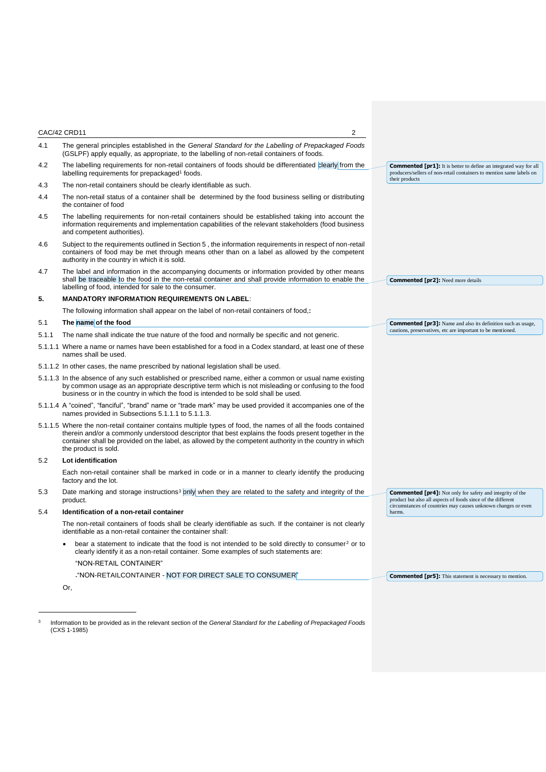4.1 The general principles established in the *General Standard for the Labelling of Prepackaged Foods* (GSLPF) apply equally, as appropriate, to the labelling of non-retail containers of foods.

4.2 The labelling requirements for non-retail containers of foods should be differentiated clearly from the labelling requirements for prepackaged[1] foods.

4.3 The non-retail containers should be clearly identifiable as such.

4.4 The non-retail status of a container shall be determined by the food business selling or distributing the container of food

4.5 The labelling requirements for non-retail containers should be established taking into account the information requirements and implementation capabilities of the relevant stakeholders (food business and competent authorities).

4.6 Subject to the requirements outlined in Section 5 , the information requirements in respect of non-retail containers of food may be met through means other than on a label as allowed by the competent authority in the country in which it is sold.

4.7 The label and information in the accompanying documents or information provided by other means shall be traceable to the food in the non-retail container and shall provide information to enable the labelling of food, intended for sale to the consumer.

## 5. MANDATORY INFORMATION REQUIREMENTS ON LABEL:

The following information shall appear on the label of non-retail containers of food,**:**

### 5.1 The name of the food

5.1.1 The name shall indicate the true nature of the food and normally be specific and not generic.

5.1.1.1 Where a name or names have been established for a food in a Codex standard, at least one of these names shall be used.

5.1.1.2 In other cases, the name prescribed by national legislation shall be used.

5.1.1.3 In the absence of any such established or prescribed name, either a common or usual name existing by common usage as an appropriate descriptive term which is not misleading or confusing to the food business or in the country in which the food is intended to be sold shall be used.

5.1.1.4 A "coined", "fanciful", "brand" name or "trade mark" may be used provided it accompanies one of the names provided in Subsections 5.1.1.1 to 5.1.1.3.

5.1.1.5 Where the non-retail container contains multiple types of food, the names of all the foods contained therein and/or a commonly understood descriptor that best explains the foods present together in the container shall be provided on the label, as allowed by the competent authority in the country in which the product is sold.

### 5.2 Lot identification

Each non-retail container shall be marked in code or in a manner to clearly identify the producing factory and the lot.

5.3 Date marking and storage instructions[3] only when they are related to the safety and integrity of the product.

### 5.4 Identification of a non-retail container

The non-retail containers of foods shall be clearly identifiable as such. If the container is not clearly identifiable as a non-retail container the container shall:

- bear a statement to indicate that the food is not intended to be sold directly to consumer[2] or to clearly identify it as a non-retail container. Some examples of such statements are:

  "NON-RETAIL CONTAINER"

  -"NON-RETAILCONTAINER - NOT FOR DIRECT SALE TO CONSUMER"

Or,

---

[3] Information to be provided as in the relevant section of the *General Standard for the Labelling of Prepackaged Foods* (CXS 1-1985)

---

**Commented [pr1]:** It is better to define an integrated way for all producers/sellers of non-retail containers to mention same labels on their products

**Commented [pr2]:** Need more details

**Commented [pr3]:** Name and also its definition such as usage, cautions, preservatives, etc are important to be mentioned.

**Commented [pr4]:** Not only for safety and integrity of the product but also all aspects of foods since of the different circumstances of countries may causes unknown changes or even harms.

**Commented [pr5]:** This statement is necessary to mention.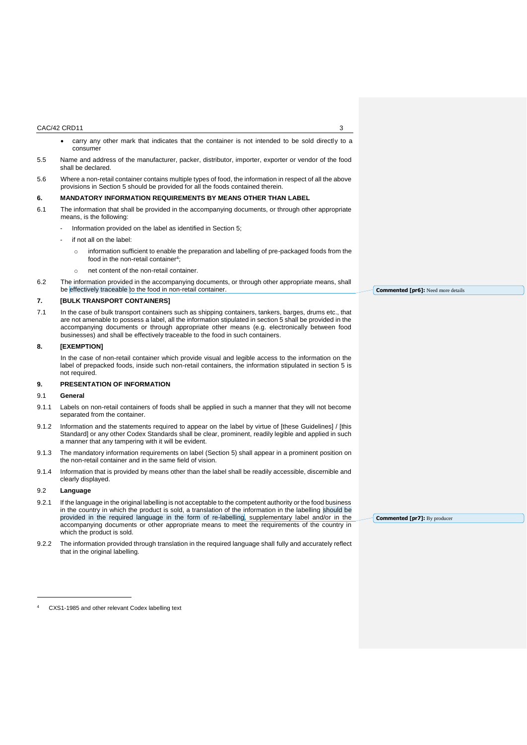- carry any other mark that indicates that the container is not intended to be sold directly to a consumer

5.5 Name and address of the manufacturer, packer, distributor, importer, exporter or vendor of the food shall be declared.

5.6 Where a non-retail container contains multiple types of food, the information in respect of all the above provisions in Section 5 should be provided for all the foods contained therein.

## 6. MANDATORY INFORMATION REQUIREMENTS BY MEANS OTHER THAN LABEL

6.1 The information that shall be provided in the accompanying documents, or through other appropriate means, is the following:

- Information provided on the label as identified in Section 5;
- if not all on the label:
  - information sufficient to enable the preparation and labelling of pre-packaged foods from the food in the non-retail container[4];
  - net content of the non-retail container.

6.2 The information provided in the accompanying documents, or through other appropriate means, shall be effectively traceable to the food in non-retail container.

Commented [pr6]: Need more details

## 7. [BULK TRANSPORT CONTAINERS]

7.1 In the case of bulk transport containers such as shipping containers, tankers, barges, drums etc., that are not amenable to possess a label, all the information stipulated in section 5 shall be provided in the accompanying documents or through appropriate other means (e.g. electronically between food businesses) and shall be effectively traceable to the food in such containers.

## 8. [EXEMPTION]

In the case of non-retail container which provide visual and legible access to the information on the label of prepacked foods, inside such non-retail containers, the information stipulated in section 5 is not required.

## 9. PRESENTATION OF INFORMATION

### 9.1 General

9.1.1 Labels on non-retail containers of foods shall be applied in such a manner that they will not become separated from the container.

9.1.2 Information and the statements required to appear on the label by virtue of [these Guidelines] / [this Standard] or any other Codex Standards shall be clear, prominent, readily legible and applied in such a manner that any tampering with it will be evident.

9.1.3 The mandatory information requirements on label (Section 5) shall appear in a prominent position on the non-retail container and in the same field of vision.

9.1.4 Information that is provided by means other than the label shall be readily accessible, discernible and clearly displayed.

### 9.2 Language

9.2.1 If the language in the original labelling is not acceptable to the competent authority or the food business in the country in which the product is sold, a translation of the information in the labelling should be provided in the required language in the form of re-labelling, supplementary label and/or in the accompanying documents or other appropriate means to meet the requirements of the country in which the product is sold.

Commented [pr7]: By producer

9.2.2 The information provided through translation in the required language shall fully and accurately reflect that in the original labelling.

---

[4] CXS1-1985 and other relevant Codex labelling text